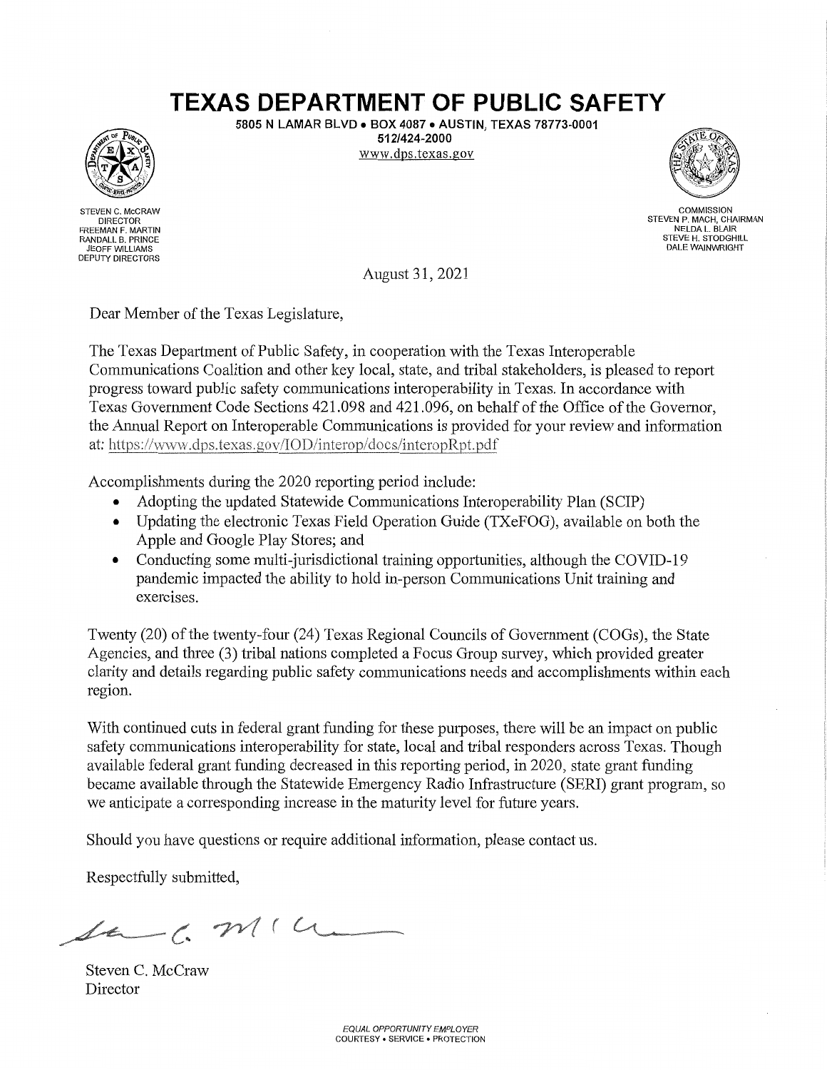# TEXAS DEPARTMENT OF PUBLIC SAFETY

5805 N LAMAR BLVD • BOX 4087 • AUSTIN, TEXAS 78773-0001
512/424-2000
www.dps.texas.gov

STEVEN C. McCRAW
DIRECTOR
FREEMAN F. MARTIN
RANDALL B. PRINCE
JEOFF WILLIAMS
DEPUTY DIRECTORS

COMMISSION
STEVEN P. MACH, CHAIRMAN
NELDA L. BLAIR
STEVE H. STODGHILL
DALE WAINWRIGHT

August 31, 2021

Dear Member of the Texas Legislature,

The Texas Department of Public Safety, in cooperation with the Texas Interoperable Communications Coalition and other key local, state, and tribal stakeholders, is pleased to report progress toward public safety communications interoperability in Texas. In accordance with Texas Government Code Sections 421.098 and 421.096, on behalf of the Office of the Governor, the Annual Report on Interoperable Communications is provided for your review and information at: https://www.dps.texas.gov/IOD/interop/docs/interopRpt.pdf

Accomplishments during the 2020 reporting period include:

- Adopting the updated Statewide Communications Interoperability Plan (SCIP)
- Updating the electronic Texas Field Operation Guide (TXeFOG), available on both the Apple and Google Play Stores; and
- Conducting some multi-jurisdictional training opportunities, although the COVID-19 pandemic impacted the ability to hold in-person Communications Unit training and exercises.

Twenty (20) of the twenty-four (24) Texas Regional Councils of Government (COGs), the State Agencies, and three (3) tribal nations completed a Focus Group survey, which provided greater clarity and details regarding public safety communications needs and accomplishments within each region.

With continued cuts in federal grant funding for these purposes, there will be an impact on public safety communications interoperability for state, local and tribal responders across Texas. Though available federal grant funding decreased in this reporting period, in 2020, state grant funding became available through the Statewide Emergency Radio Infrastructure (SERI) grant program, so we anticipate a corresponding increase in the maturity level for future years.

Should you have questions or require additional information, please contact us.

Respectfully submitted,

Steven C. McCraw
Director

*EQUAL OPPORTUNITY EMPLOYER*
COURTESY • SERVICE • PROTECTION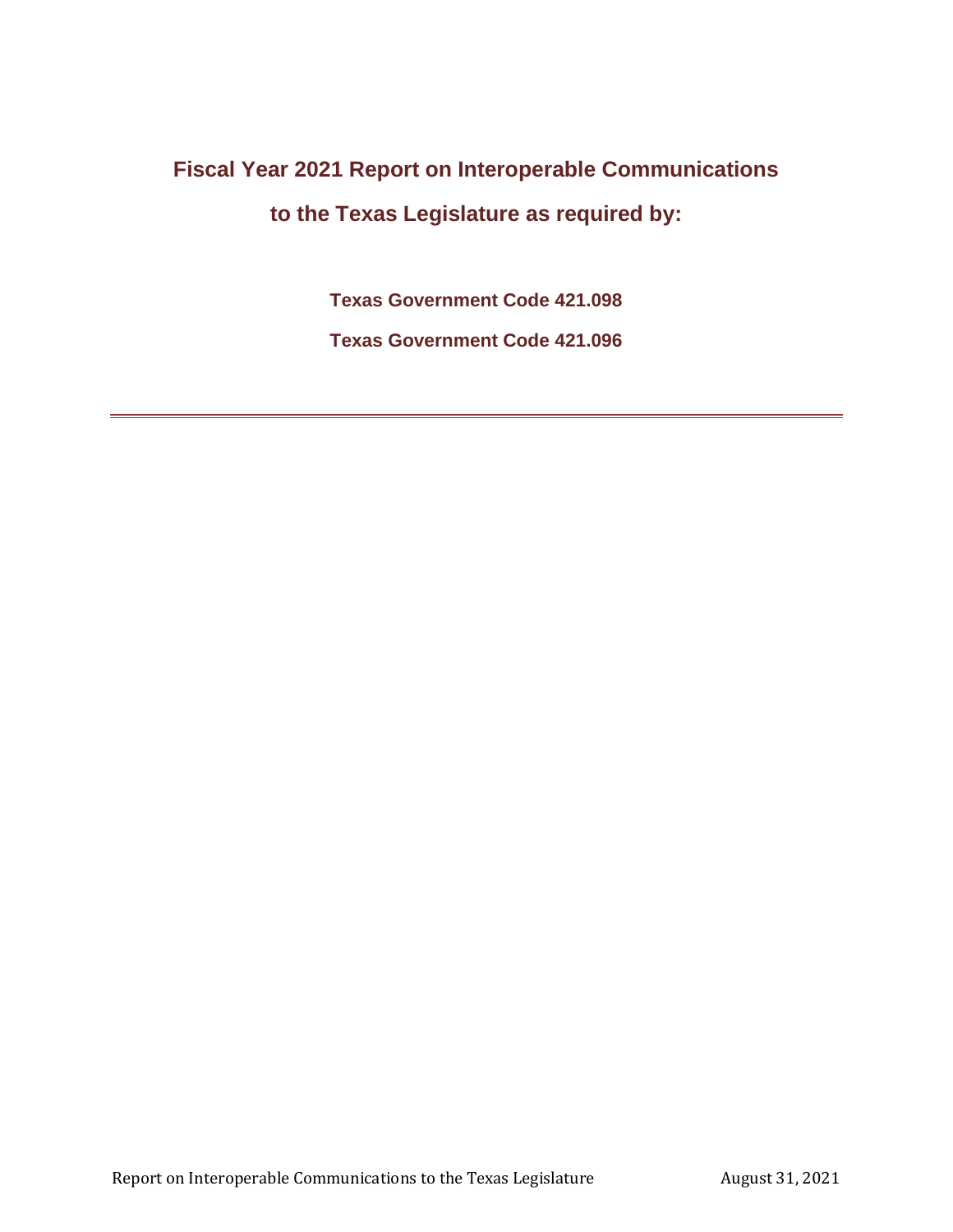# Fiscal Year 2021 Report on Interoperable Communications to the Texas Legislature as required by:

**Texas Government Code 421.098**

**Texas Government Code 421.096**

---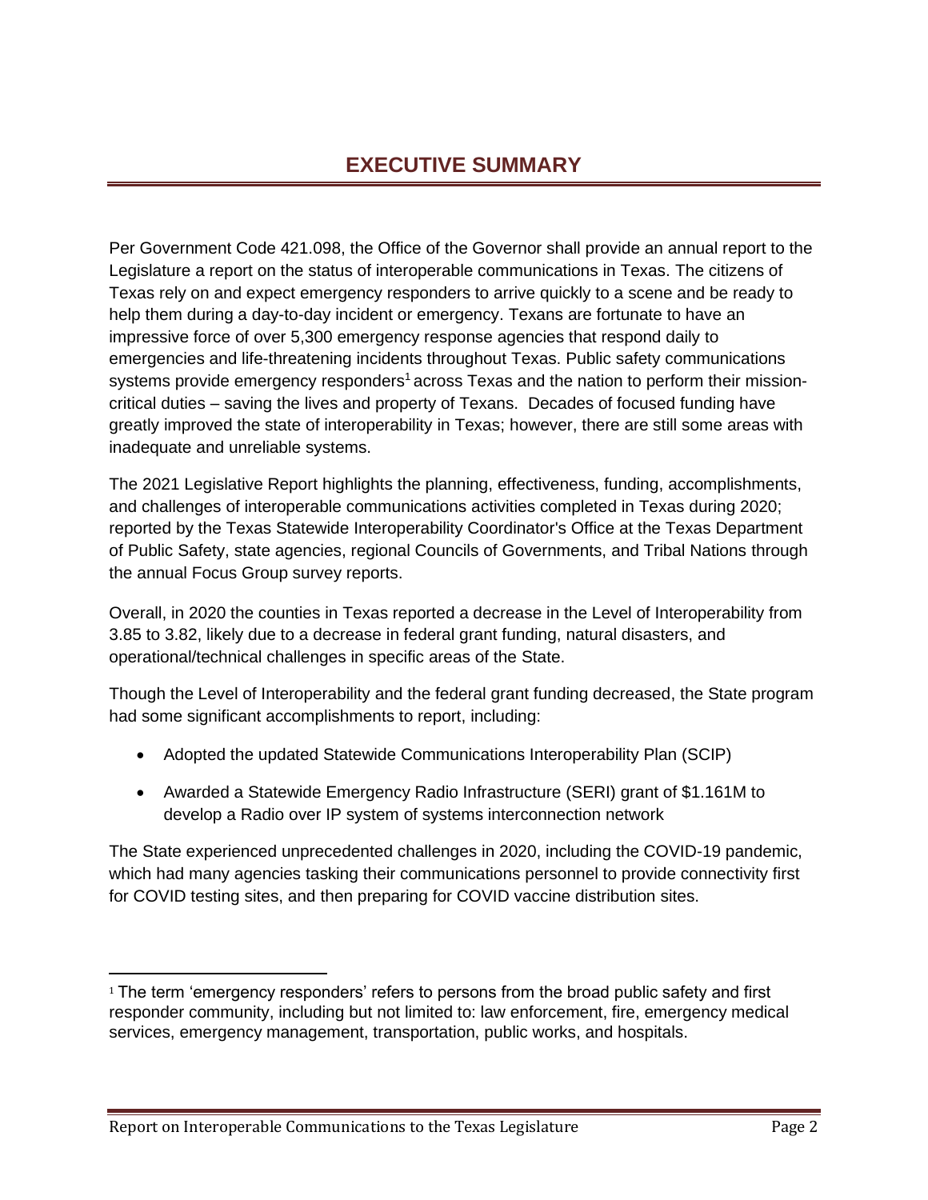# EXECUTIVE SUMMARY

Per Government Code 421.098, the Office of the Governor shall provide an annual report to the Legislature a report on the status of interoperable communications in Texas. The citizens of Texas rely on and expect emergency responders to arrive quickly to a scene and be ready to help them during a day-to-day incident or emergency. Texans are fortunate to have an impressive force of over 5,300 emergency response agencies that respond daily to emergencies and life-threatening incidents throughout Texas. Public safety communications systems provide emergency responders[1] across Texas and the nation to perform their mission-critical duties – saving the lives and property of Texans. Decades of focused funding have greatly improved the state of interoperability in Texas; however, there are still some areas with inadequate and unreliable systems.

The 2021 Legislative Report highlights the planning, effectiveness, funding, accomplishments, and challenges of interoperable communications activities completed in Texas during 2020; reported by the Texas Statewide Interoperability Coordinator's Office at the Texas Department of Public Safety, state agencies, regional Councils of Governments, and Tribal Nations through the annual Focus Group survey reports.

Overall, in 2020 the counties in Texas reported a decrease in the Level of Interoperability from 3.85 to 3.82, likely due to a decrease in federal grant funding, natural disasters, and operational/technical challenges in specific areas of the State.

Though the Level of Interoperability and the federal grant funding decreased, the State program had some significant accomplishments to report, including:

- Adopted the updated Statewide Communications Interoperability Plan (SCIP)
- Awarded a Statewide Emergency Radio Infrastructure (SERI) grant of $1.161M to develop a Radio over IP system of systems interconnection network

The State experienced unprecedented challenges in 2020, including the COVID-19 pandemic, which had many agencies tasking their communications personnel to provide connectivity first for COVID testing sites, and then preparing for COVID vaccine distribution sites.

[1] The term 'emergency responders' refers to persons from the broad public safety and first responder community, including but not limited to: law enforcement, fire, emergency medical services, emergency management, transportation, public works, and hospitals.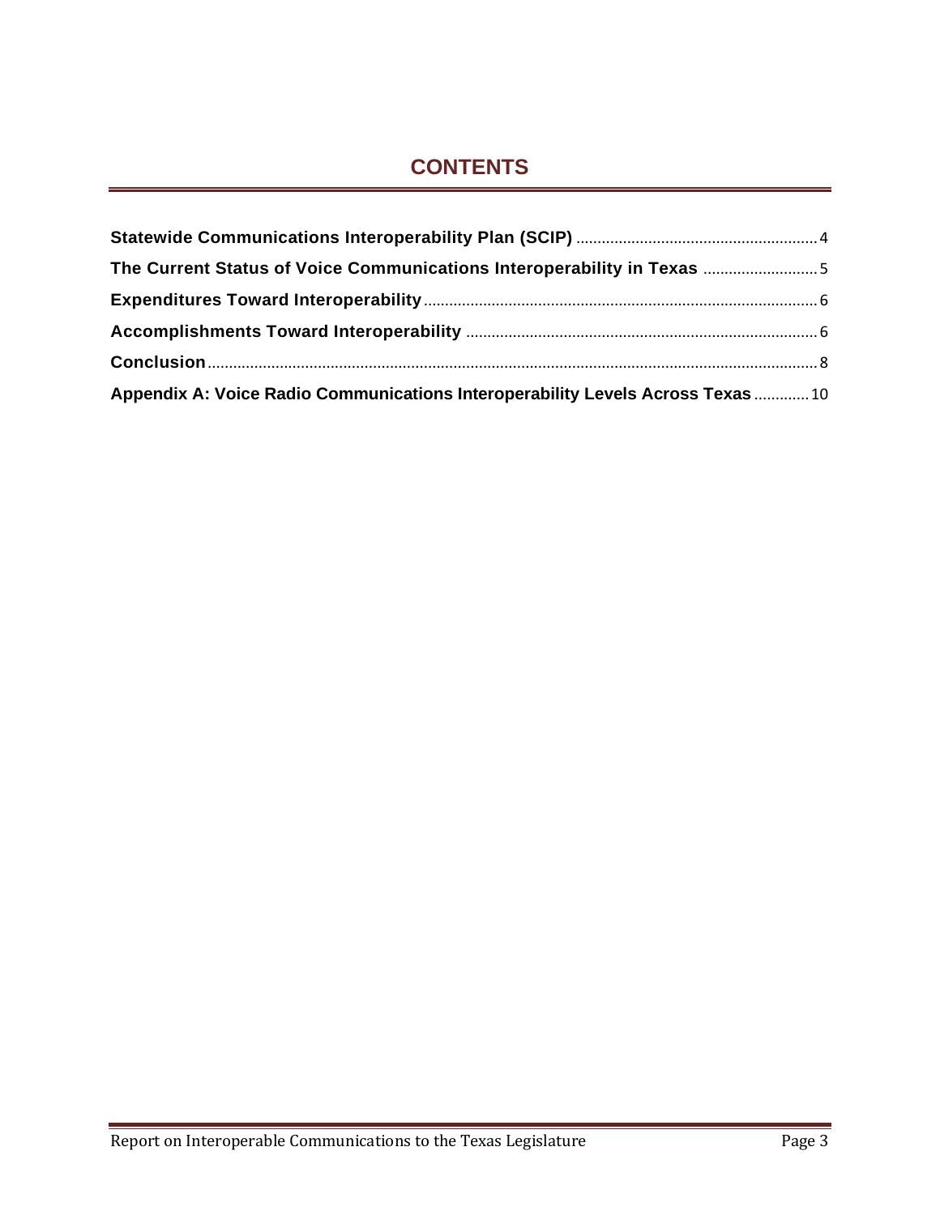# CONTENTS

**Statewide Communications Interoperability Plan (SCIP)** ........................................................ 4

**The Current Status of Voice Communications Interoperability in Texas** .......................... 5

**Expenditures Toward Interoperability** ............................................................................................ 6

**Accomplishments Toward Interoperability** .................................................................................. 6

**Conclusion** .............................................................................................................................................. 8

**Appendix A: Voice Radio Communications Interoperability Levels Across Texas** ............ 10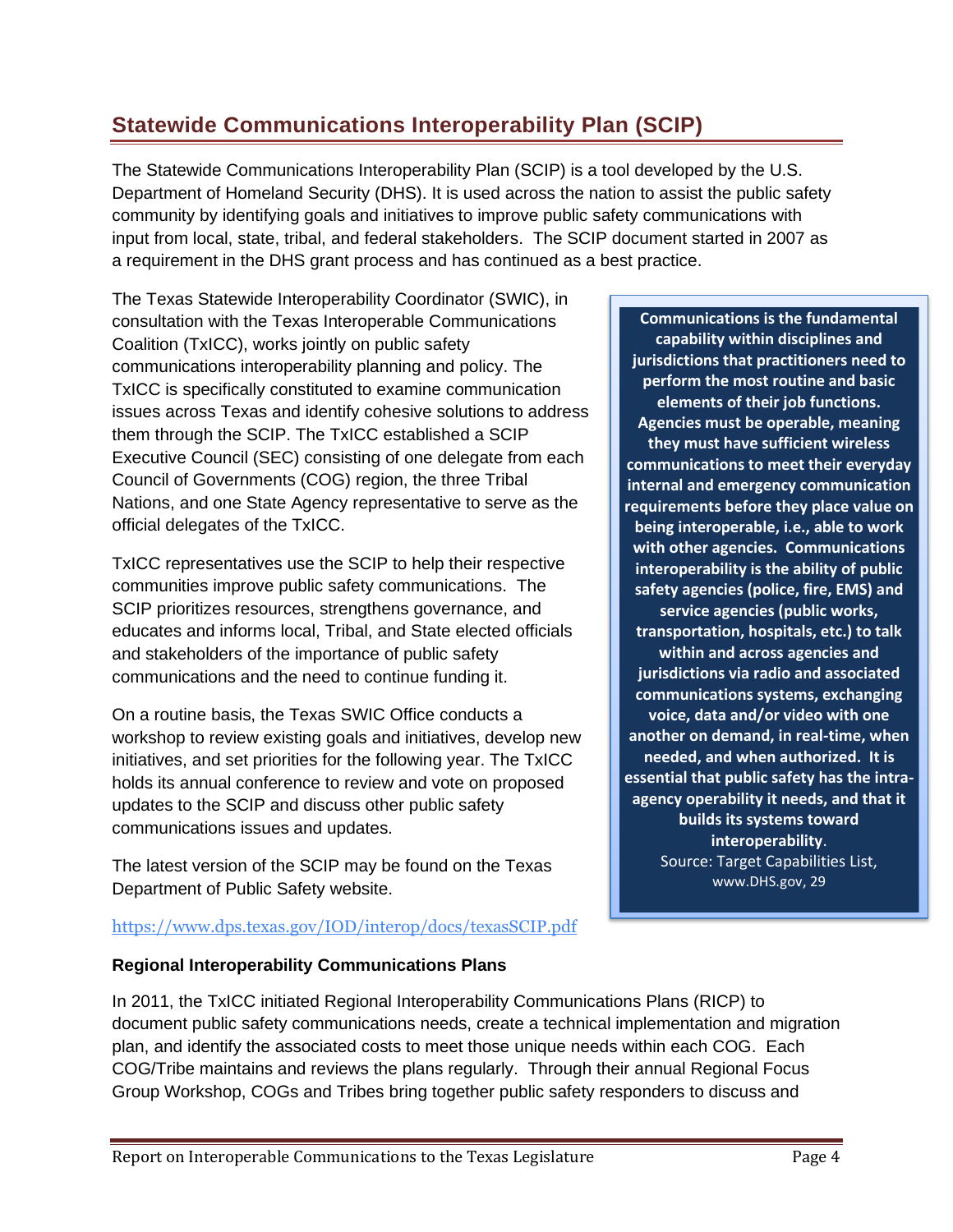## Statewide Communications Interoperability Plan (SCIP)

The Statewide Communications Interoperability Plan (SCIP) is a tool developed by the U.S. Department of Homeland Security (DHS). It is used across the nation to assist the public safety community by identifying goals and initiatives to improve public safety communications with input from local, state, tribal, and federal stakeholders. The SCIP document started in 2007 as a requirement in the DHS grant process and has continued as a best practice.

The Texas Statewide Interoperability Coordinator (SWIC), in consultation with the Texas Interoperable Communications Coalition (TxICC), works jointly on public safety communications interoperability planning and policy. The TxICC is specifically constituted to examine communication issues across Texas and identify cohesive solutions to address them through the SCIP. The TxICC established a SCIP Executive Council (SEC) consisting of one delegate from each Council of Governments (COG) region, the three Tribal Nations, and one State Agency representative to serve as the official delegates of the TxICC.

TxICC representatives use the SCIP to help their respective communities improve public safety communications. The SCIP prioritizes resources, strengthens governance, and educates and informs local, Tribal, and State elected officials and stakeholders of the importance of public safety communications and the need to continue funding it.

On a routine basis, the Texas SWIC Office conducts a workshop to review existing goals and initiatives, develop new initiatives, and set priorities for the following year. The TxICC holds its annual conference to review and vote on proposed updates to the SCIP and discuss other public safety communications issues and updates.

The latest version of the SCIP may be found on the Texas Department of Public Safety website.

https://www.dps.texas.gov/IOD/interop/docs/texasSCIP.pdf

> **Communications is the fundamental capability within disciplines and jurisdictions that practitioners need to perform the most routine and basic elements of their job functions. Agencies must be operable, meaning they must have sufficient wireless communications to meet their everyday internal and emergency communication requirements before they place value on being interoperable, i.e., able to work with other agencies. Communications interoperability is the ability of public safety agencies (police, fire, EMS) and service agencies (public works, transportation, hospitals, etc.) to talk within and across agencies and jurisdictions via radio and associated communications systems, exchanging voice, data and/or video with one another on demand, in real-time, when needed, and when authorized. It is essential that public safety has the intra-agency operability it needs, and that it builds its systems toward interoperability**.
>
> Source: Target Capabilities List, www.DHS.gov, 29

### Regional Interoperability Communications Plans

In 2011, the TxICC initiated Regional Interoperability Communications Plans (RICP) to document public safety communications needs, create a technical implementation and migration plan, and identify the associated costs to meet those unique needs within each COG. Each COG/Tribe maintains and reviews the plans regularly. Through their annual Regional Focus Group Workshop, COGs and Tribes bring together public safety responders to discuss and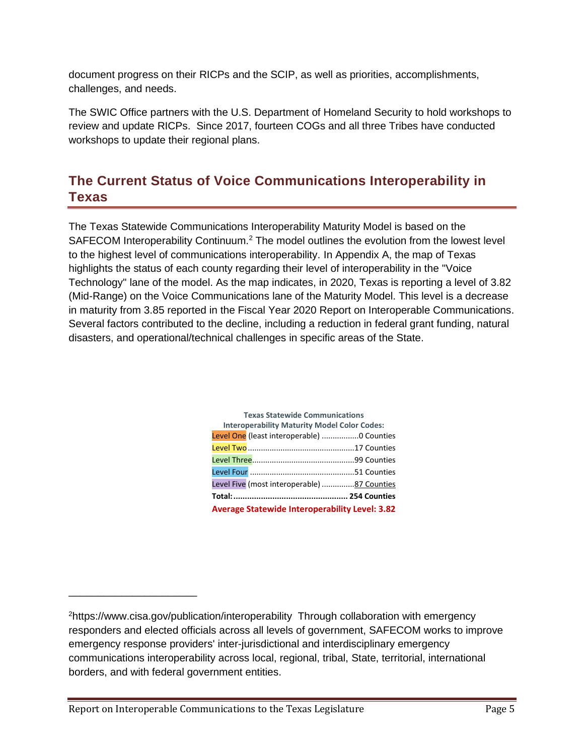document progress on their RICPs and the SCIP, as well as priorities, accomplishments, challenges, and needs.

The SWIC Office partners with the U.S. Department of Homeland Security to hold workshops to review and update RICPs. Since 2017, fourteen COGs and all three Tribes have conducted workshops to update their regional plans.

## The Current Status of Voice Communications Interoperability in Texas

The Texas Statewide Communications Interoperability Maturity Model is based on the SAFECOM Interoperability Continuum.[2] The model outlines the evolution from the lowest level to the highest level of communications interoperability. In Appendix A, the map of Texas highlights the status of each county regarding their level of interoperability in the "Voice Technology" lane of the model. As the map indicates, in 2020, Texas is reporting a level of 3.82 (Mid-Range) on the Voice Communications lane of the Maturity Model. This level is a decrease in maturity from 3.85 reported in the Fiscal Year 2020 Report on Interoperable Communications. Several factors contributed to the decline, including a reduction in federal grant funding, natural disasters, and operational/technical challenges in specific areas of the State.

**Texas Statewide Communications Interoperability Maturity Model Color Codes:**

| Level | Counties |
|---|---|
| Level One (least interoperable) | 0 Counties |
| Level Two | 17 Counties |
| Level Three | 99 Counties |
| Level Four | 51 Counties |
| Level Five (most interoperable) | 87 Counties |
| **Total:** | **254 Counties** |

**Average Statewide Interoperability Level: 3.82**

---

[2] https://www.cisa.gov/publication/interoperability Through collaboration with emergency responders and elected officials across all levels of government, SAFECOM works to improve emergency response providers' inter-jurisdictional and interdisciplinary emergency communications interoperability across local, regional, tribal, State, territorial, international borders, and with federal government entities.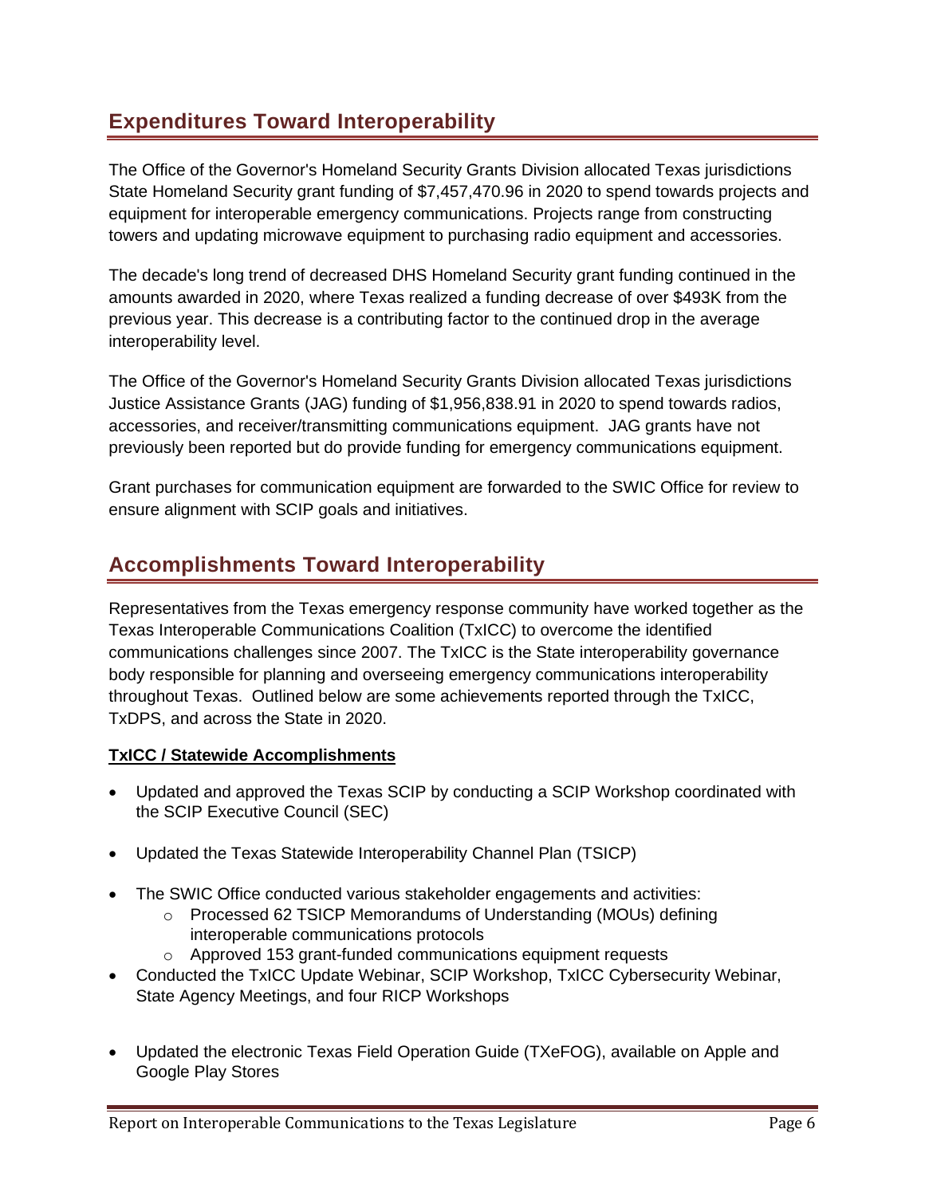## Expenditures Toward Interoperability

The Office of the Governor's Homeland Security Grants Division allocated Texas jurisdictions State Homeland Security grant funding of $7,457,470.96 in 2020 to spend towards projects and equipment for interoperable emergency communications. Projects range from constructing towers and updating microwave equipment to purchasing radio equipment and accessories.

The decade's long trend of decreased DHS Homeland Security grant funding continued in the amounts awarded in 2020, where Texas realized a funding decrease of over $493K from the previous year. This decrease is a contributing factor to the continued drop in the average interoperability level.

The Office of the Governor's Homeland Security Grants Division allocated Texas jurisdictions Justice Assistance Grants (JAG) funding of $1,956,838.91 in 2020 to spend towards radios, accessories, and receiver/transmitting communications equipment. JAG grants have not previously been reported but do provide funding for emergency communications equipment.

Grant purchases for communication equipment are forwarded to the SWIC Office for review to ensure alignment with SCIP goals and initiatives.

## Accomplishments Toward Interoperability

Representatives from the Texas emergency response community have worked together as the Texas Interoperable Communications Coalition (TxICC) to overcome the identified communications challenges since 2007. The TxICC is the State interoperability governance body responsible for planning and overseeing emergency communications interoperability throughout Texas. Outlined below are some achievements reported through the TxICC, TxDPS, and across the State in 2020.

**TxICC / Statewide Accomplishments**

- Updated and approved the Texas SCIP by conducting a SCIP Workshop coordinated with the SCIP Executive Council (SEC)
- Updated the Texas Statewide Interoperability Channel Plan (TSICP)
- The SWIC Office conducted various stakeholder engagements and activities:
  - Processed 62 TSICP Memorandums of Understanding (MOUs) defining interoperable communications protocols
  - Approved 153 grant-funded communications equipment requests
- Conducted the TxICC Update Webinar, SCIP Workshop, TxICC Cybersecurity Webinar, State Agency Meetings, and four RICP Workshops
- Updated the electronic Texas Field Operation Guide (TXeFOG), available on Apple and Google Play Stores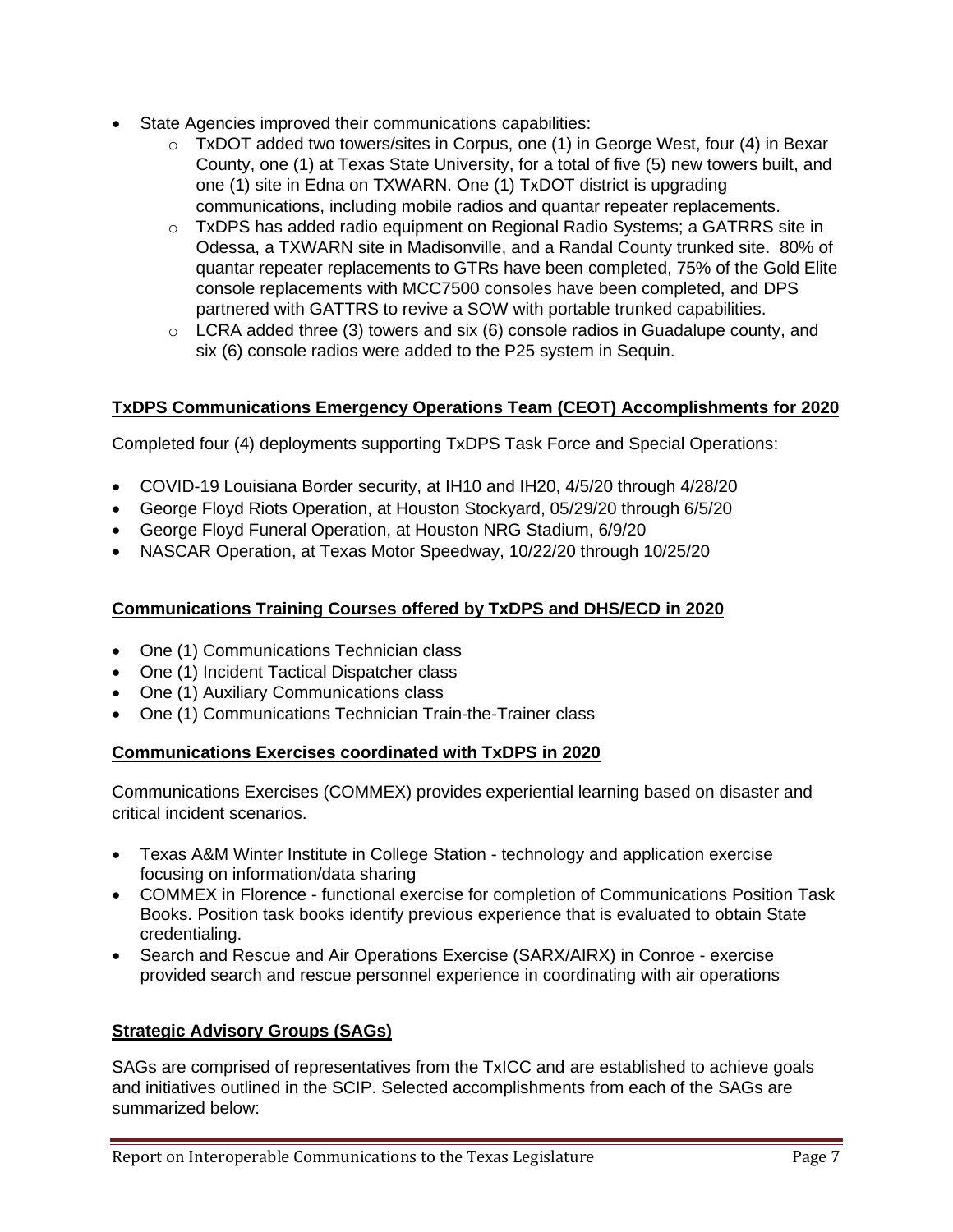- State Agencies improved their communications capabilities:
  - TxDOT added two towers/sites in Corpus, one (1) in George West, four (4) in Bexar County, one (1) at Texas State University, for a total of five (5) new towers built, and one (1) site in Edna on TXWARN. One (1) TxDOT district is upgrading communications, including mobile radios and quantar repeater replacements.
  - TxDPS has added radio equipment on Regional Radio Systems; a GATRRS site in Odessa, a TXWARN site in Madisonville, and a Randal County trunked site. 80% of quantar repeater replacements to GTRs have been completed, 75% of the Gold Elite console replacements with MCC7500 consoles have been completed, and DPS partnered with GATTRS to revive a SOW with portable trunked capabilities.
  - LCRA added three (3) towers and six (6) console radios in Guadalupe county, and six (6) console radios were added to the P25 system in Sequin.

## TxDPS Communications Emergency Operations Team (CEOT) Accomplishments for 2020

Completed four (4) deployments supporting TxDPS Task Force and Special Operations:

- COVID-19 Louisiana Border security, at IH10 and IH20, 4/5/20 through 4/28/20
- George Floyd Riots Operation, at Houston Stockyard, 05/29/20 through 6/5/20
- George Floyd Funeral Operation, at Houston NRG Stadium, 6/9/20
- NASCAR Operation, at Texas Motor Speedway, 10/22/20 through 10/25/20

## Communications Training Courses offered by TxDPS and DHS/ECD in 2020

- One (1) Communications Technician class
- One (1) Incident Tactical Dispatcher class
- One (1) Auxiliary Communications class
- One (1) Communications Technician Train-the-Trainer class

## Communications Exercises coordinated with TxDPS in 2020

Communications Exercises (COMMEX) provides experiential learning based on disaster and critical incident scenarios.

- Texas A&M Winter Institute in College Station - technology and application exercise focusing on information/data sharing
- COMMEX in Florence - functional exercise for completion of Communications Position Task Books. Position task books identify previous experience that is evaluated to obtain State credentialing.
- Search and Rescue and Air Operations Exercise (SARX/AIRX) in Conroe - exercise provided search and rescue personnel experience in coordinating with air operations

## Strategic Advisory Groups (SAGs)

SAGs are comprised of representatives from the TxICC and are established to achieve goals and initiatives outlined in the SCIP. Selected accomplishments from each of the SAGs are summarized below: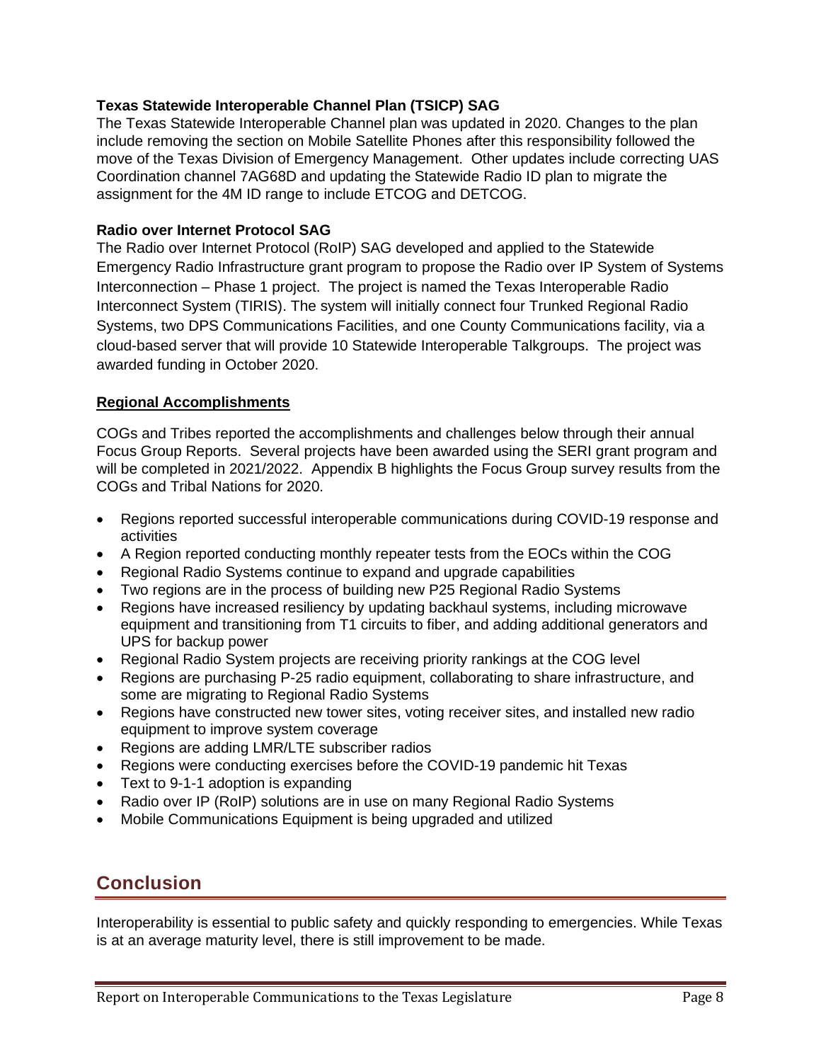### Texas Statewide Interoperable Channel Plan (TSICP) SAG

The Texas Statewide Interoperable Channel plan was updated in 2020. Changes to the plan include removing the section on Mobile Satellite Phones after this responsibility followed the move of the Texas Division of Emergency Management. Other updates include correcting UAS Coordination channel 7AG68D and updating the Statewide Radio ID plan to migrate the assignment for the 4M ID range to include ETCOG and DETCOG.

### Radio over Internet Protocol SAG

The Radio over Internet Protocol (RoIP) SAG developed and applied to the Statewide Emergency Radio Infrastructure grant program to propose the Radio over IP System of Systems Interconnection – Phase 1 project. The project is named the Texas Interoperable Radio Interconnect System (TIRIS). The system will initially connect four Trunked Regional Radio Systems, two DPS Communications Facilities, and one County Communications facility, via a cloud-based server that will provide 10 Statewide Interoperable Talkgroups. The project was awarded funding in October 2020.

### Regional Accomplishments

COGs and Tribes reported the accomplishments and challenges below through their annual Focus Group Reports. Several projects have been awarded using the SERI grant program and will be completed in 2021/2022. Appendix B highlights the Focus Group survey results from the COGs and Tribal Nations for 2020.

- Regions reported successful interoperable communications during COVID-19 response and activities
- A Region reported conducting monthly repeater tests from the EOCs within the COG
- Regional Radio Systems continue to expand and upgrade capabilities
- Two regions are in the process of building new P25 Regional Radio Systems
- Regions have increased resiliency by updating backhaul systems, including microwave equipment and transitioning from T1 circuits to fiber, and adding additional generators and UPS for backup power
- Regional Radio System projects are receiving priority rankings at the COG level
- Regions are purchasing P-25 radio equipment, collaborating to share infrastructure, and some are migrating to Regional Radio Systems
- Regions have constructed new tower sites, voting receiver sites, and installed new radio equipment to improve system coverage
- Regions are adding LMR/LTE subscriber radios
- Regions were conducting exercises before the COVID-19 pandemic hit Texas
- Text to 9-1-1 adoption is expanding
- Radio over IP (RoIP) solutions are in use on many Regional Radio Systems
- Mobile Communications Equipment is being upgraded and utilized

## Conclusion

Interoperability is essential to public safety and quickly responding to emergencies. While Texas is at an average maturity level, there is still improvement to be made.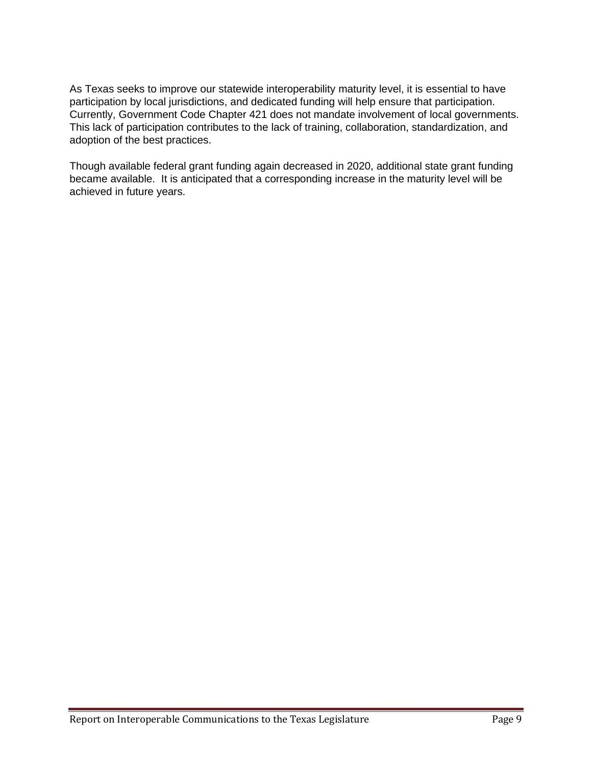As Texas seeks to improve our statewide interoperability maturity level, it is essential to have participation by local jurisdictions, and dedicated funding will help ensure that participation. Currently, Government Code Chapter 421 does not mandate involvement of local governments. This lack of participation contributes to the lack of training, collaboration, standardization, and adoption of the best practices.

Though available federal grant funding again decreased in 2020, additional state grant funding became available. It is anticipated that a corresponding increase in the maturity level will be achieved in future years.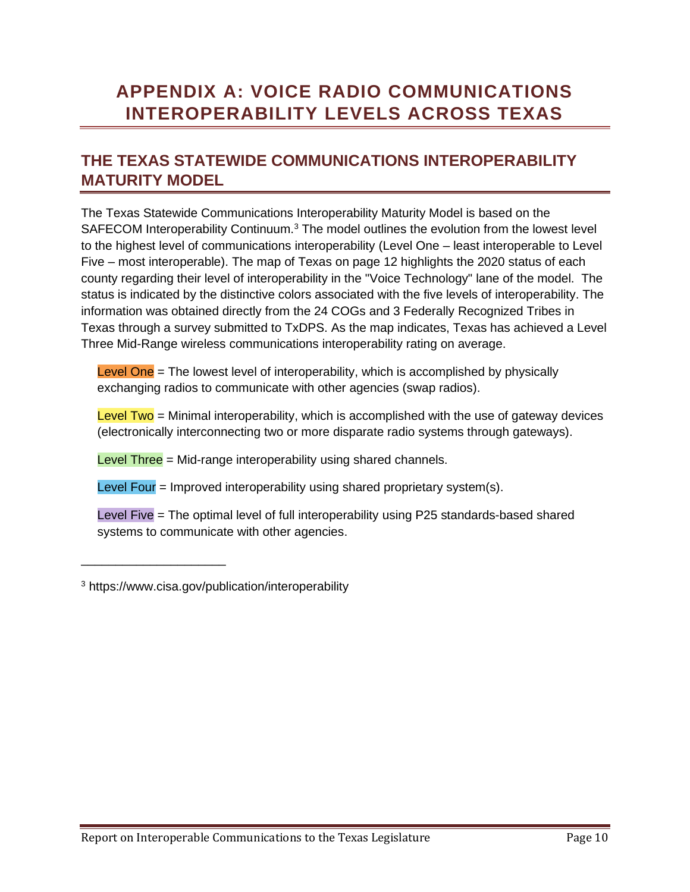# APPENDIX A: VOICE RADIO COMMUNICATIONS INTEROPERABILITY LEVELS ACROSS TEXAS

## THE TEXAS STATEWIDE COMMUNICATIONS INTEROPERABILITY MATURITY MODEL

The Texas Statewide Communications Interoperability Maturity Model is based on the SAFECOM Interoperability Continuum.[3] The model outlines the evolution from the lowest level to the highest level of communications interoperability (Level One – least interoperable to Level Five – most interoperable). The map of Texas on page 12 highlights the 2020 status of each county regarding their level of interoperability in the "Voice Technology" lane of the model. The status is indicated by the distinctive colors associated with the five levels of interoperability. The information was obtained directly from the 24 COGs and 3 Federally Recognized Tribes in Texas through a survey submitted to TxDPS. As the map indicates, Texas has achieved a Level Three Mid-Range wireless communications interoperability rating on average.

Level One = The lowest level of interoperability, which is accomplished by physically exchanging radios to communicate with other agencies (swap radios).

Level Two = Minimal interoperability, which is accomplished with the use of gateway devices (electronically interconnecting two or more disparate radio systems through gateways).

Level Three = Mid-range interoperability using shared channels.

Level Four = Improved interoperability using shared proprietary system(s).

Level Five = The optimal level of full interoperability using P25 standards-based shared systems to communicate with other agencies.

---

[3] https://www.cisa.gov/publication/interoperability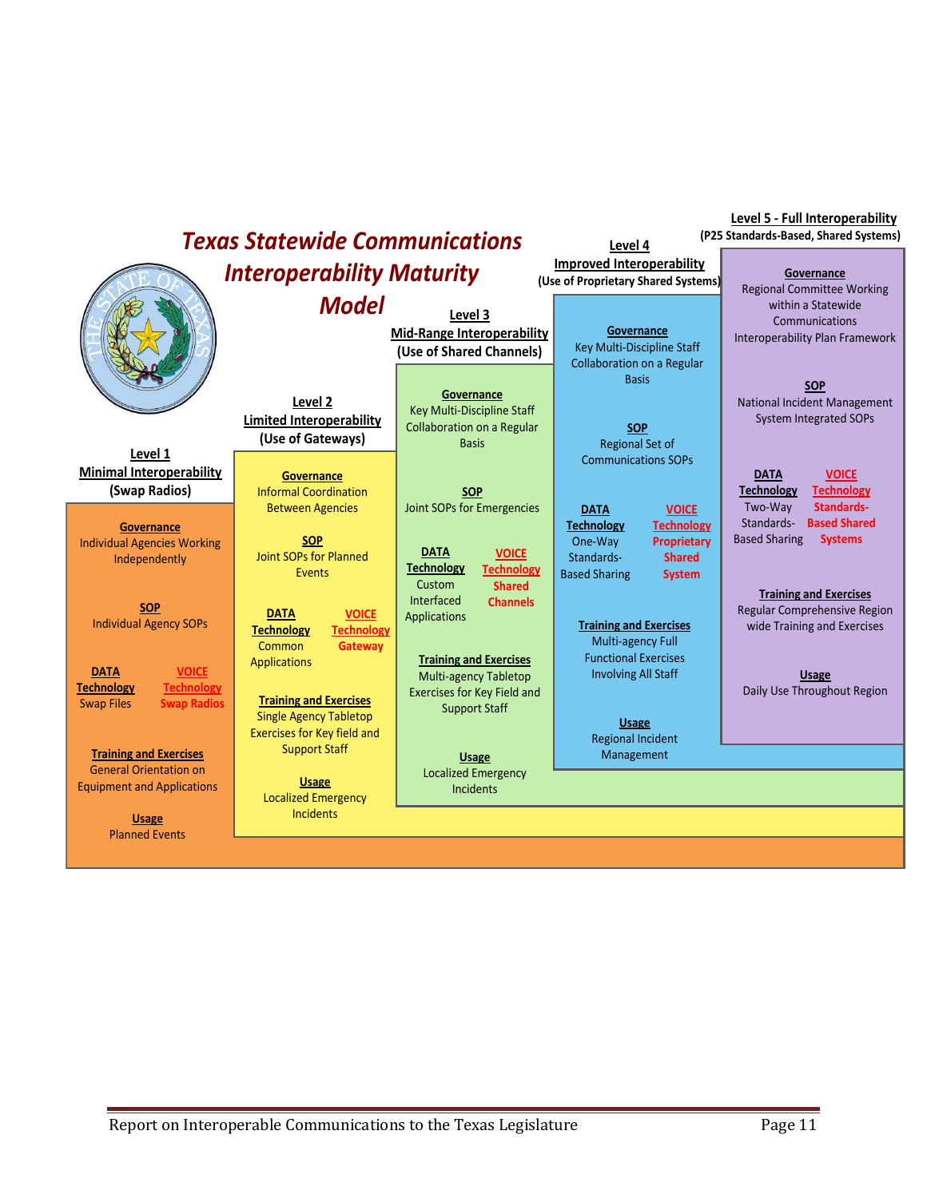# Texas Statewide Communications Interoperability Maturity Model

### Level 1 – Minimal Interoperability (Swap Radios)

**Governance**
Individual Agencies Working Independently

**SOP**
Individual Agency SOPs

**DATA Technology**
Swap Files

**VOICE Technology**
Swap Radios

**Training and Exercises**
General Orientation on Equipment and Applications

**Usage**
Planned Events

### Level 2 – Limited Interoperability (Use of Gateways)

**Governance**
Informal Coordination Between Agencies

**SOP**
Joint SOPs for Planned Events

**DATA Technology**
Common Applications

**VOICE Technology**
Gateway

**Training and Exercises**
Single Agency Tabletop Exercises for Key field and Support Staff

**Usage**
Localized Emergency Incidents

### Level 3 – Mid-Range Interoperability (Use of Shared Channels)

**Governance**
Key Multi-Discipline Staff Collaboration on a Regular Basis

**SOP**
Joint SOPs for Emergencies

**DATA Technology**
Custom Interfaced Applications

**VOICE Technology**
Shared Channels

**Training and Exercises**
Multi-agency Tabletop Exercises for Key Field and Support Staff

**Usage**
Localized Emergency Incidents

### Level 4 – Improved Interoperability (Use of Proprietary Shared Systems)

**Governance**
Key Multi-Discipline Staff Collaboration on a Regular Basis

**SOP**
Regional Set of Communications SOPs

**DATA Technology**
One-Way Standards-Based Sharing

**VOICE Technology**
Proprietary Shared System

**Training and Exercises**
Multi-agency Full Functional Exercises Involving All Staff

**Usage**
Regional Incident Management

### Level 5 - Full Interoperability (P25 Standards-Based, Shared Systems)

**Governance**
Regional Committee Working within a Statewide Communications Interoperability Plan Framework

**SOP**
National Incident Management System Integrated SOPs

**DATA Technology**
Two-Way Standards-Based Sharing

**VOICE Technology**
Standards-Based Shared Systems

**Training and Exercises**
Regular Comprehensive Region wide Training and Exercises

**Usage**
Daily Use Throughout Region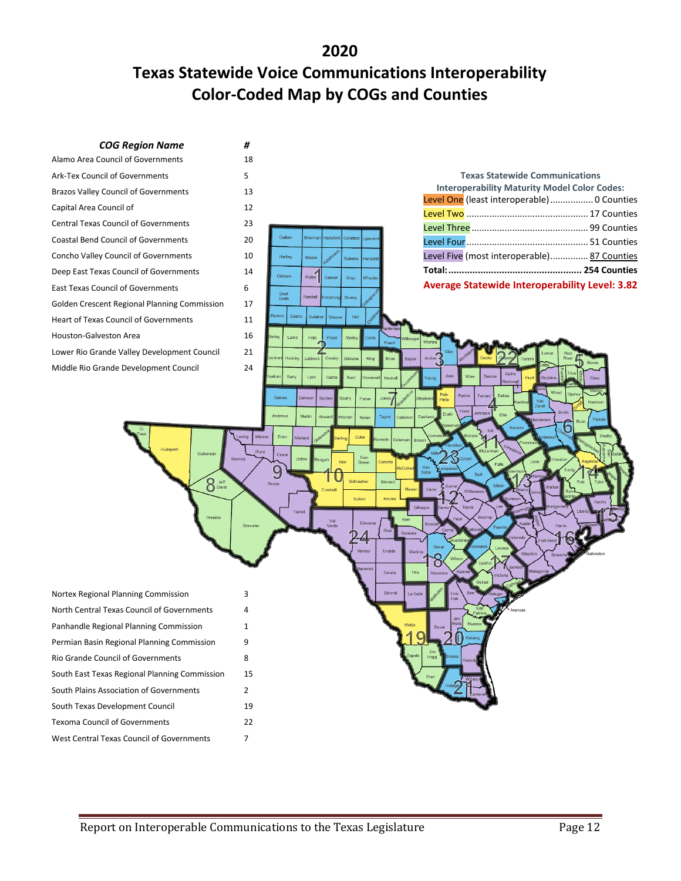# 2020

# Texas Statewide Voice Communications Interoperability Color-Coded Map by COGs and Counties

| *COG Region Name* | # |
|---|---|
| Alamo Area Council of Governments | 18 |
| Ark-Tex Council of Governments | 5 |
| Brazos Valley Council of Governments | 13 |
| Capital Area Council of | 12 |
| Central Texas Council of Governments | 23 |
| Coastal Bend Council of Governments | 20 |
| Concho Valley Council of Governments | 10 |
| Deep East Texas Council of Governments | 14 |
| East Texas Council of Governments | 6 |
| Golden Crescent Regional Planning Commission | 17 |
| Heart of Texas Council of Governments | 11 |
| Houston-Galveston Area | 16 |
| Lower Rio Grande Valley Development Council | 21 |
| Middle Rio Grande Development Council | 24 |
| Nortex Regional Planning Commission | 3 |
| North Central Texas Council of Governments | 4 |
| Panhandle Regional Planning Commission | 1 |
| Permian Basin Regional Planning Commission | 9 |
| Rio Grande Council of Governments | 8 |
| South East Texas Regional Planning Commission | 15 |
| South Plains Association of Governments | 2 |
| South Texas Development Council | 19 |
| Texoma Council of Governments | 22 |
| West Central Texas Council of Governments | 7 |

**Texas Statewide Communications Interoperability Maturity Model Color Codes:**

| Level | Counties |
|---|---|
| Level One (least interoperable) | 0 Counties |
| Level Two | 17 Counties |
| Level Three | 99 Counties |
| Level Four | 51 Counties |
| Level Five (most interoperable) | 87 Counties |
| **Total:** | **254 Counties** |

**Average Statewide Interoperability Level: 3.82**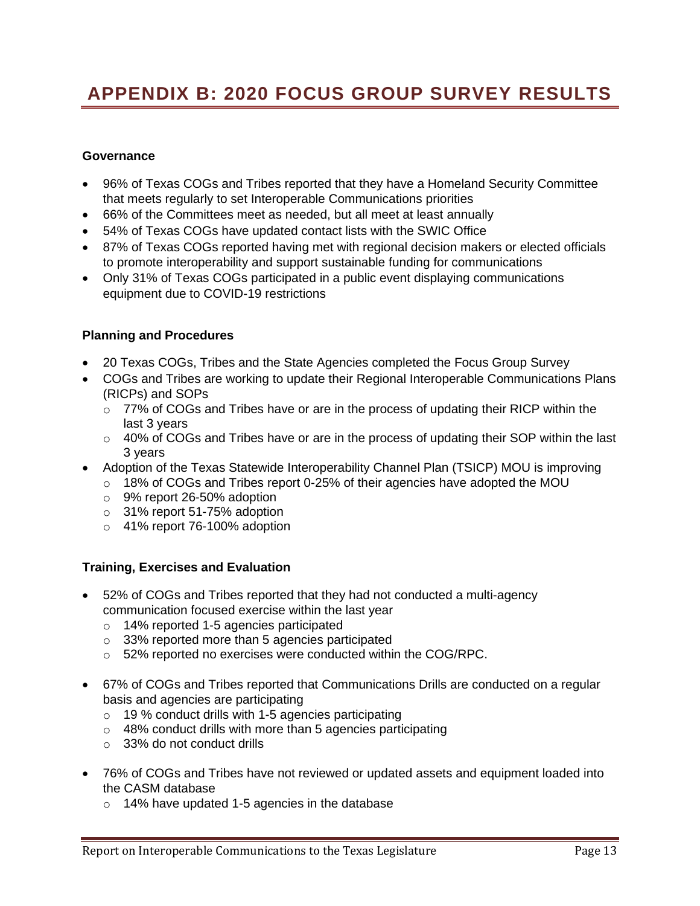# APPENDIX B: 2020 FOCUS GROUP SURVEY RESULTS

**Governance**

- 96% of Texas COGs and Tribes reported that they have a Homeland Security Committee that meets regularly to set Interoperable Communications priorities
- 66% of the Committees meet as needed, but all meet at least annually
- 54% of Texas COGs have updated contact lists with the SWIC Office
- 87% of Texas COGs reported having met with regional decision makers or elected officials to promote interoperability and support sustainable funding for communications
- Only 31% of Texas COGs participated in a public event displaying communications equipment due to COVID-19 restrictions

**Planning and Procedures**

- 20 Texas COGs, Tribes and the State Agencies completed the Focus Group Survey
- COGs and Tribes are working to update their Regional Interoperable Communications Plans (RICPs) and SOPs
  - 77% of COGs and Tribes have or are in the process of updating their RICP within the last 3 years
  - 40% of COGs and Tribes have or are in the process of updating their SOP within the last 3 years
- Adoption of the Texas Statewide Interoperability Channel Plan (TSICP) MOU is improving
  - 18% of COGs and Tribes report 0-25% of their agencies have adopted the MOU
  - 9% report 26-50% adoption
  - 31% report 51-75% adoption
  - 41% report 76-100% adoption

**Training, Exercises and Evaluation**

- 52% of COGs and Tribes reported that they had not conducted a multi-agency communication focused exercise within the last year
  - 14% reported 1-5 agencies participated
  - 33% reported more than 5 agencies participated
  - 52% reported no exercises were conducted within the COG/RPC.

- 67% of COGs and Tribes reported that Communications Drills are conducted on a regular basis and agencies are participating
  - 19 % conduct drills with 1-5 agencies participating
  - 48% conduct drills with more than 5 agencies participating
  - 33% do not conduct drills

- 76% of COGs and Tribes have not reviewed or updated assets and equipment loaded into the CASM database
  - 14% have updated 1-5 agencies in the database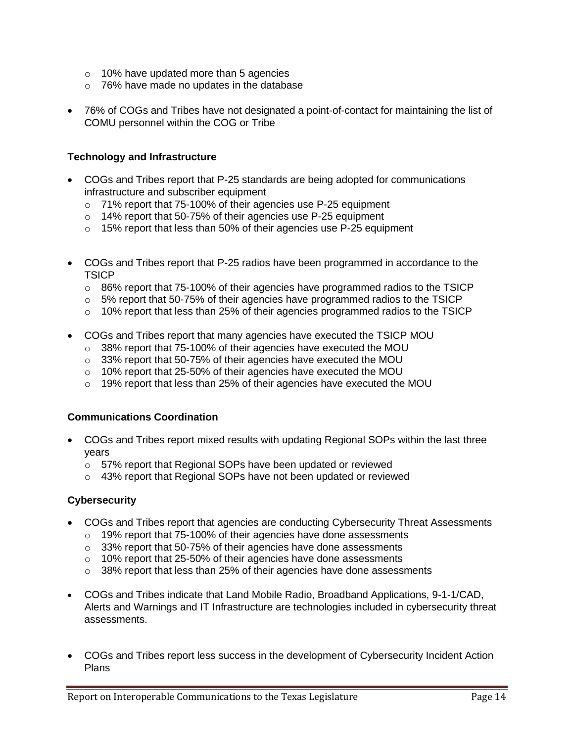- 10% have updated more than 5 agencies
  - 76% have made no updates in the database

- 76% of COGs and Tribes have not designated a point-of-contact for maintaining the list of COMU personnel within the COG or Tribe

**Technology and Infrastructure**

- COGs and Tribes report that P-25 standards are being adopted for communications infrastructure and subscriber equipment
  - 71% report that 75-100% of their agencies use P-25 equipment
  - 14% report that 50-75% of their agencies use P-25 equipment
  - 15% report that less than 50% of their agencies use P-25 equipment

- COGs and Tribes report that P-25 radios have been programmed in accordance to the TSICP
  - 86% report that 75-100% of their agencies have programmed radios to the TSICP
  - 5% report that 50-75% of their agencies have programmed radios to the TSICP
  - 10% report that less than 25% of their agencies programmed radios to the TSICP

- COGs and Tribes report that many agencies have executed the TSICP MOU
  - 38% report that 75-100% of their agencies have executed the MOU
  - 33% report that 50-75% of their agencies have executed the MOU
  - 10% report that 25-50% of their agencies have executed the MOU
  - 19% report that less than 25% of their agencies have executed the MOU

**Communications Coordination**

- COGs and Tribes report mixed results with updating Regional SOPs within the last three years
  - 57% report that Regional SOPs have been updated or reviewed
  - 43% report that Regional SOPs have not been updated or reviewed

**Cybersecurity**

- COGs and Tribes report that agencies are conducting Cybersecurity Threat Assessments
  - 19% report that 75-100% of their agencies have done assessments
  - 33% report that 50-75% of their agencies have done assessments
  - 10% report that 25-50% of their agencies have done assessments
  - 38% report that less than 25% of their agencies have done assessments

- COGs and Tribes indicate that Land Mobile Radio, Broadband Applications, 9-1-1/CAD, Alerts and Warnings and IT Infrastructure are technologies included in cybersecurity threat assessments.

- COGs and Tribes report less success in the development of Cybersecurity Incident Action Plans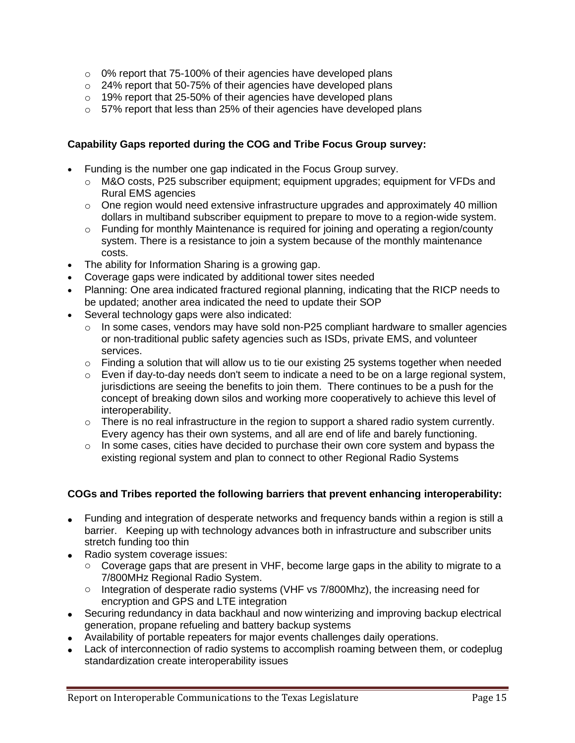- 0% report that 75-100% of their agencies have developed plans
- 24% report that 50-75% of their agencies have developed plans
- 19% report that 25-50% of their agencies have developed plans
- 57% report that less than 25% of their agencies have developed plans

**Capability Gaps reported during the COG and Tribe Focus Group survey:**

- Funding is the number one gap indicated in the Focus Group survey.
  - M&O costs, P25 subscriber equipment; equipment upgrades; equipment for VFDs and Rural EMS agencies
  - One region would need extensive infrastructure upgrades and approximately 40 million dollars in multiband subscriber equipment to prepare to move to a region-wide system.
  - Funding for monthly Maintenance is required for joining and operating a region/county system. There is a resistance to join a system because of the monthly maintenance costs.
- The ability for Information Sharing is a growing gap.
- Coverage gaps were indicated by additional tower sites needed
- Planning: One area indicated fractured regional planning, indicating that the RICP needs to be updated; another area indicated the need to update their SOP
- Several technology gaps were also indicated:
  - In some cases, vendors may have sold non-P25 compliant hardware to smaller agencies or non-traditional public safety agencies such as ISDs, private EMS, and volunteer services.
  - Finding a solution that will allow us to tie our existing 25 systems together when needed
  - Even if day-to-day needs don't seem to indicate a need to be on a large regional system, jurisdictions are seeing the benefits to join them. There continues to be a push for the concept of breaking down silos and working more cooperatively to achieve this level of interoperability.
  - There is no real infrastructure in the region to support a shared radio system currently. Every agency has their own systems, and all are end of life and barely functioning.
  - In some cases, cities have decided to purchase their own core system and bypass the existing regional system and plan to connect to other Regional Radio Systems

**COGs and Tribes reported the following barriers that prevent enhancing interoperability:**

- Funding and integration of desperate networks and frequency bands within a region is still a barrier. Keeping up with technology advances both in infrastructure and subscriber units stretch funding too thin
- Radio system coverage issues:
  - Coverage gaps that are present in VHF, become large gaps in the ability to migrate to a 7/800MHz Regional Radio System.
  - Integration of desperate radio systems (VHF vs 7/800Mhz), the increasing need for encryption and GPS and LTE integration
- Securing redundancy in data backhaul and now winterizing and improving backup electrical generation, propane refueling and battery backup systems
- Availability of portable repeaters for major events challenges daily operations.
- Lack of interconnection of radio systems to accomplish roaming between them, or codeplug standardization create interoperability issues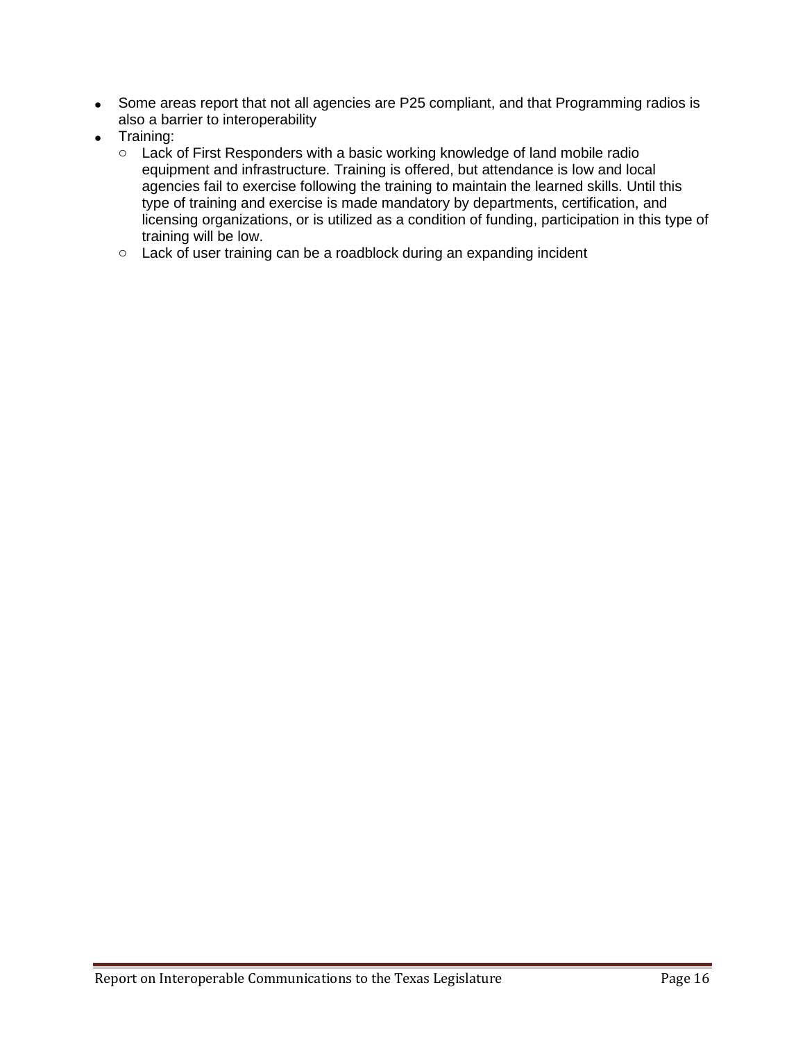- Some areas report that not all agencies are P25 compliant, and that Programming radios is also a barrier to interoperability
- Training:
  - Lack of First Responders with a basic working knowledge of land mobile radio equipment and infrastructure. Training is offered, but attendance is low and local agencies fail to exercise following the training to maintain the learned skills. Until this type of training and exercise is made mandatory by departments, certification, and licensing organizations, or is utilized as a condition of funding, participation in this type of training will be low.
  - Lack of user training can be a roadblock during an expanding incident